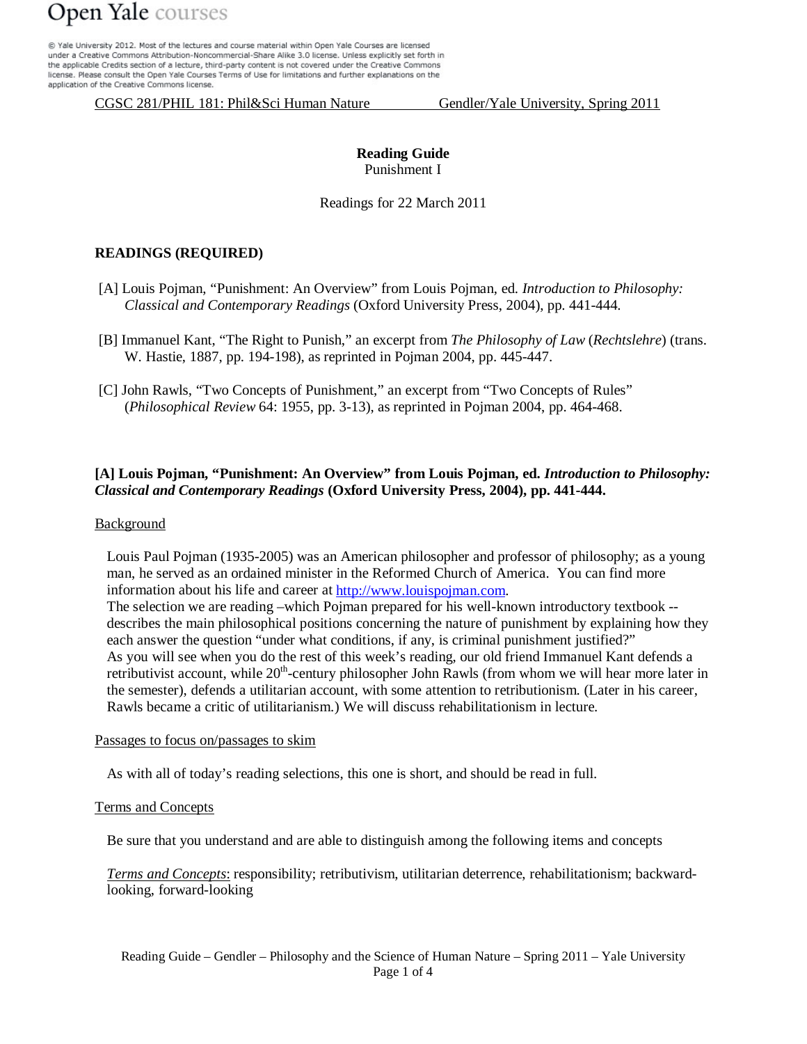Open Yale courses

© Yale University 2012. Most of the lectures and course material within Open Yale Courses are licensed under a Creative Commons Attribution-Noncommercial-Share Alike 3.0 license. Unless explicitly set forth in the applicable Credits section of a lecture, third-party content is not covered under the Creative Commons license. Please consult the Open Yale Courses Terms of Use for limitations and further explanations on the application of the Creative Commons license.

CGSC 281/PHIL 181: Phil&Sci Human Nature    Gendler/Yale University, Spring 2011

**Reading Guide**
Punishment I

Readings for 22 March 2011

## READINGS (REQUIRED)

[A] Louis Pojman, "Punishment: An Overview" from Louis Pojman, ed. *Introduction to Philosophy: Classical and Contemporary Readings* (Oxford University Press, 2004), pp. 441-444.

[B] Immanuel Kant, "The Right to Punish," an excerpt from *The Philosophy of Law* (*Rechtslehre*) (trans. W. Hastie, 1887, pp. 194-198), as reprinted in Pojman 2004, pp. 445-447.

[C] John Rawls, "Two Concepts of Punishment," an excerpt from "Two Concepts of Rules" (*Philosophical Review* 64: 1955, pp. 3-13), as reprinted in Pojman 2004, pp. 464-468.

## [A] Louis Pojman, "Punishment: An Overview" from Louis Pojman, ed. *Introduction to Philosophy: Classical and Contemporary Readings* (Oxford University Press, 2004), pp. 441-444.

Background

Louis Paul Pojman (1935-2005) was an American philosopher and professor of philosophy; as a young man, he served as an ordained minister in the Reformed Church of America. You can find more information about his life and career at http://www.louispojman.com.
The selection we are reading –which Pojman prepared for his well-known introductory textbook -- describes the main philosophical positions concerning the nature of punishment by explaining how they each answer the question "under what conditions, if any, is criminal punishment justified?"
As you will see when you do the rest of this week's reading, our old friend Immanuel Kant defends a retributivist account, while 20th-century philosopher John Rawls (from whom we will hear more later in the semester), defends a utilitarian account, with some attention to retributionism. (Later in his career, Rawls became a critic of utilitarianism.) We will discuss rehabilitationism in lecture.

Passages to focus on/passages to skim

As with all of today's reading selections, this one is short, and should be read in full.

Terms and Concepts

Be sure that you understand and are able to distinguish among the following items and concepts

*Terms and Concepts*: responsibility; retributivism, utilitarian deterrence, rehabilitationism; backward-looking, forward-looking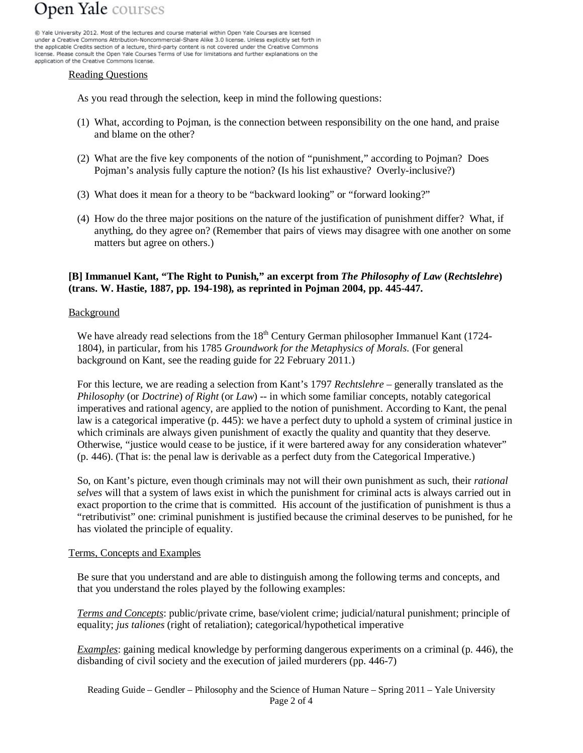Reading Questions

As you read through the selection, keep in mind the following questions:

(1) What, according to Pojman, is the connection between responsibility on the one hand, and praise and blame on the other?

(2) What are the five key components of the notion of "punishment," according to Pojman? Does Pojman's analysis fully capture the notion? (Is his list exhaustive? Overly-inclusive?)

(3) What does it mean for a theory to be "backward looking" or "forward looking?"

(4) How do the three major positions on the nature of the justification of punishment differ? What, if anything, do they agree on? (Remember that pairs of views may disagree with one another on some matters but agree on others.)

**[B] Immanuel Kant, "The Right to Punish," an excerpt from *The Philosophy of Law* (*Rechtslehre*) (trans. W. Hastie, 1887, pp. 194-198), as reprinted in Pojman 2004, pp. 445-447.**

Background

We have already read selections from the 18th Century German philosopher Immanuel Kant (1724-1804), in particular, from his 1785 *Groundwork for the Metaphysics of Morals.* (For general background on Kant, see the reading guide for 22 February 2011.)

For this lecture, we are reading a selection from Kant's 1797 *Rechtslehre* – generally translated as the *Philosophy* (or *Doctrine*) *of Right* (or *Law*) -- in which some familiar concepts, notably categorical imperatives and rational agency, are applied to the notion of punishment. According to Kant, the penal law is a categorical imperative (p. 445): we have a perfect duty to uphold a system of criminal justice in which criminals are always given punishment of exactly the quality and quantity that they deserve. Otherwise, "justice would cease to be justice, if it were bartered away for any consideration whatever" (p. 446). (That is: the penal law is derivable as a perfect duty from the Categorical Imperative.)

So, on Kant's picture, even though criminals may not will their own punishment as such, their *rational selves* will that a system of laws exist in which the punishment for criminal acts is always carried out in exact proportion to the crime that is committed. His account of the justification of punishment is thus a "retributivist" one: criminal punishment is justified because the criminal deserves to be punished, for he has violated the principle of equality.

Terms, Concepts and Examples

Be sure that you understand and are able to distinguish among the following terms and concepts, and that you understand the roles played by the following examples:

*Terms and Concepts*: public/private crime, base/violent crime; judicial/natural punishment; principle of equality; *jus taliones* (right of retaliation); categorical/hypothetical imperative

*Examples*: gaining medical knowledge by performing dangerous experiments on a criminal (p. 446), the disbanding of civil society and the execution of jailed murderers (pp. 446-7)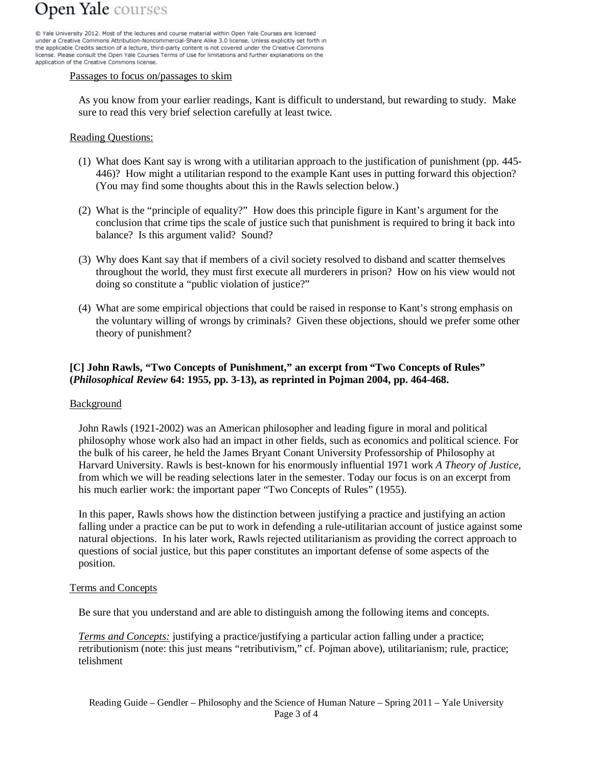Passages to focus on/passages to skim

As you know from your earlier readings, Kant is difficult to understand, but rewarding to study. Make sure to read this very brief selection carefully at least twice.

Reading Questions:

1. What does Kant say is wrong with a utilitarian approach to the justification of punishment (pp. 445-446)? How might a utilitarian respond to the example Kant uses in putting forward this objection? (You may find some thoughts about this in the Rawls selection below.)
2. What is the "principle of equality?" How does this principle figure in Kant's argument for the conclusion that crime tips the scale of justice such that punishment is required to bring it back into balance? Is this argument valid? Sound?
3. Why does Kant say that if members of a civil society resolved to disband and scatter themselves throughout the world, they must first execute all murderers in prison? How on his view would not doing so constitute a "public violation of justice?"
4. What are some empirical objections that could be raised in response to Kant's strong emphasis on the voluntary willing of wrongs by criminals? Given these objections, should we prefer some other theory of punishment?

**[C] John Rawls, "Two Concepts of Punishment," an excerpt from "Two Concepts of Rules" (*Philosophical Review* 64: 1955, pp. 3-13), as reprinted in Pojman 2004, pp. 464-468.**

Background

John Rawls (1921-2002) was an American philosopher and leading figure in moral and political philosophy whose work also had an impact in other fields, such as economics and political science. For the bulk of his career, he held the James Bryant Conant University Professorship of Philosophy at Harvard University. Rawls is best-known for his enormously influential 1971 work *A Theory of Justice*, from which we will be reading selections later in the semester. Today our focus is on an excerpt from his much earlier work: the important paper "Two Concepts of Rules" (1955).

In this paper, Rawls shows how the distinction between justifying a practice and justifying an action falling under a practice can be put to work in defending a rule-utilitarian account of justice against some natural objections. In his later work, Rawls rejected utilitarianism as providing the correct approach to questions of social justice, but this paper constitutes an important defense of some aspects of the position.

Terms and Concepts

Be sure that you understand and are able to distinguish among the following items and concepts.

*Terms and Concepts:* justifying a practice/justifying a particular action falling under a practice; retributionism (note: this just means "retributivism," cf. Pojman above), utilitarianism; rule, practice; telishment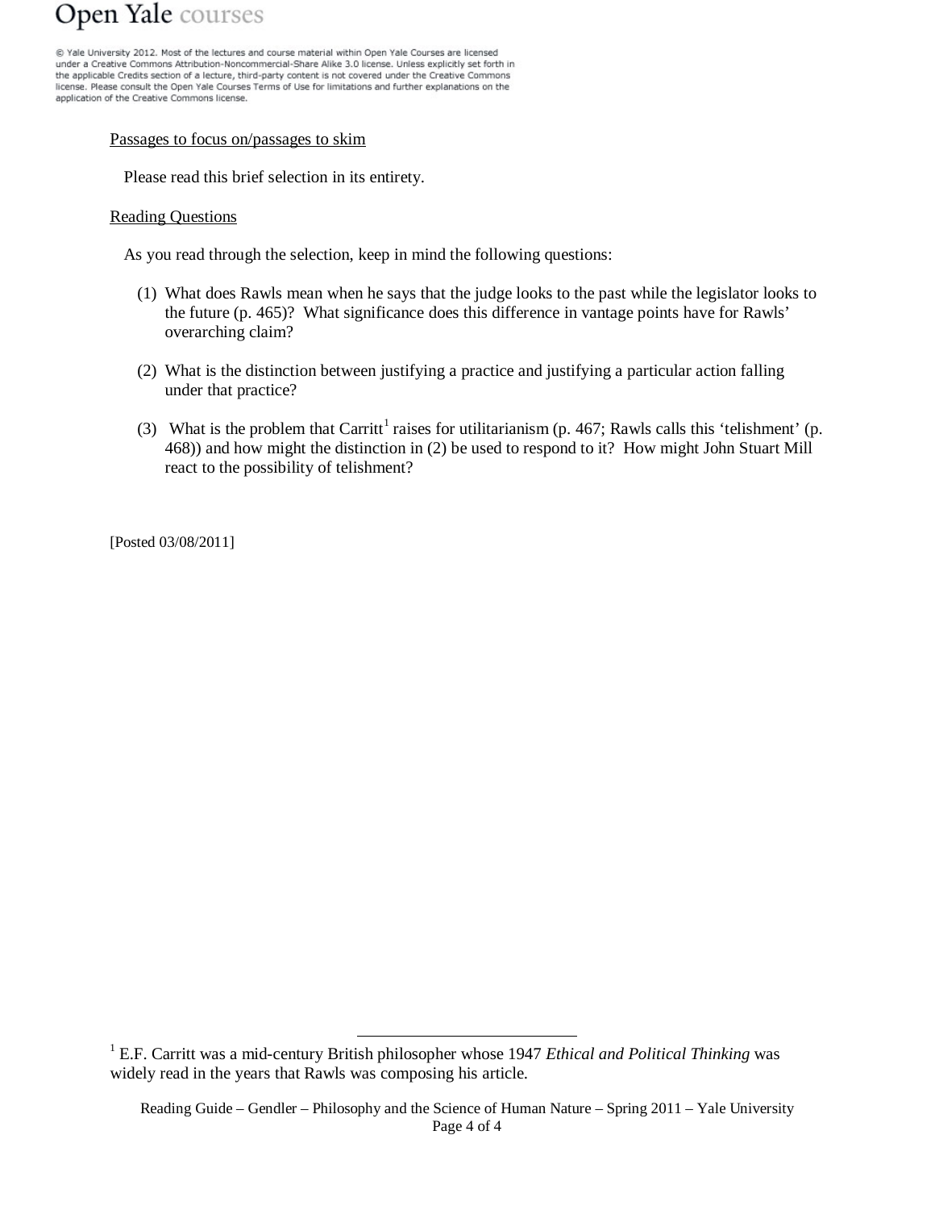Open Yale courses

© Yale University 2012. Most of the lectures and course material within Open Yale Courses are licensed under a Creative Commons Attribution-Noncommercial-Share Alike 3.0 license. Unless explicitly set forth in the applicable Credits section of a lecture, third-party content is not covered under the Creative Commons license. Please consult the Open Yale Courses Terms of Use for limitations and further explanations on the application of the Creative Commons license.

Passages to focus on/passages to skim

Please read this brief selection in its entirety.

Reading Questions

As you read through the selection, keep in mind the following questions:

(1) What does Rawls mean when he says that the judge looks to the past while the legislator looks to the future (p. 465)? What significance does this difference in vantage points have for Rawls' overarching claim?

(2) What is the distinction between justifying a practice and justifying a particular action falling under that practice?

(3) What is the problem that Carritt[1] raises for utilitarianism (p. 467; Rawls calls this 'telishment' (p. 468)) and how might the distinction in (2) be used to respond to it? How might John Stuart Mill react to the possibility of telishment?

[Posted 03/08/2011]

[1] E.F. Carritt was a mid-century British philosopher whose 1947 *Ethical and Political Thinking* was widely read in the years that Rawls was composing his article.

Reading Guide – Gendler – Philosophy and the Science of Human Nature – Spring 2011 – Yale University